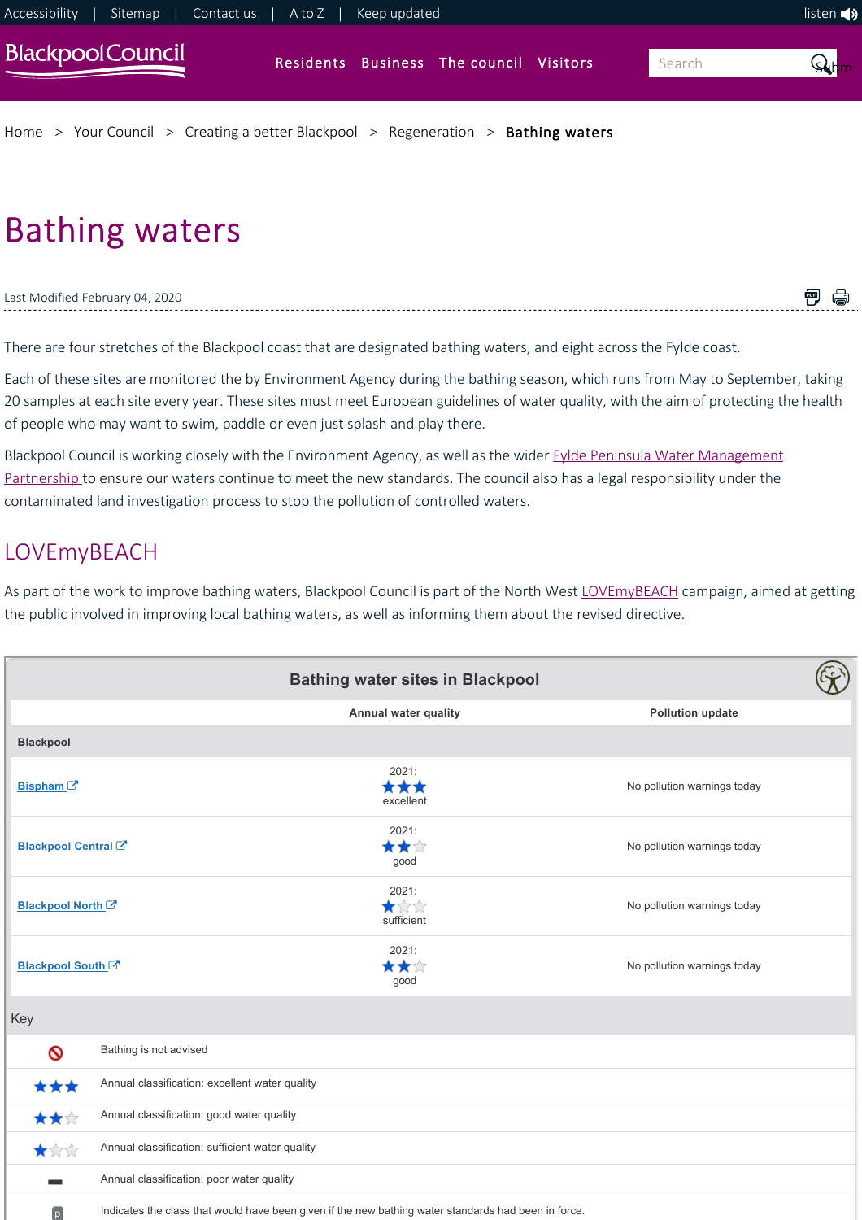Home > Your Council > Creating a better Blackpool > Regeneration > Bathing waters

# Bathing waters

Last Modified February 04, 2020

There are four stretches of the Blackpool coast that are designated bathing waters, and eight across the Fylde coast.

Each of these sites are monitored the by Environment Agency during the bathing season, which runs from May to September, taking 20 samples at each site every year. These sites must meet European guidelines of water quality, with the aim of protecting the health of people who may want to swim, paddle or even just splash and play there.

Blackpool Council is working closely with the Environment Agency, as well as the wider Fylde Peninsula Water Management Partnership to ensure our waters continue to meet the new standards. The council also has a legal responsibility under the contaminated land investigation process to stop the pollution of controlled waters.

## LOVEmyBEACH

As part of the work to improve bathing waters, Blackpool Council is part of the North West LOVEmyBEACH campaign, aimed at getting the public involved in improving local bathing waters, as well as informing them about the revised directive.

**Bathing water sites in Blackpool**

| | Annual water quality | Pollution update |
|---|---|---|
| **Blackpool** | | |
| Bispham | 2021: ★★★ excellent | No pollution warnings today |
| Blackpool Central | 2021: ★★☆ good | No pollution warnings today |
| Blackpool North | 2021: ★☆☆ sufficient | No pollution warnings today |
| Blackpool South | 2021: ★★☆ good | No pollution warnings today |

Key

| Symbol | Meaning |
|---|---|
| 🚫 | Bathing is not advised |
| ★★★ | Annual classification: excellent water quality |
| ★★☆ | Annual classification: good water quality |
| ★☆☆ | Annual classification: sufficient water quality |
| ▬ | Annual classification: poor water quality |
| p | Indicates the class that would have been given if the new bathing water standards had been in force. |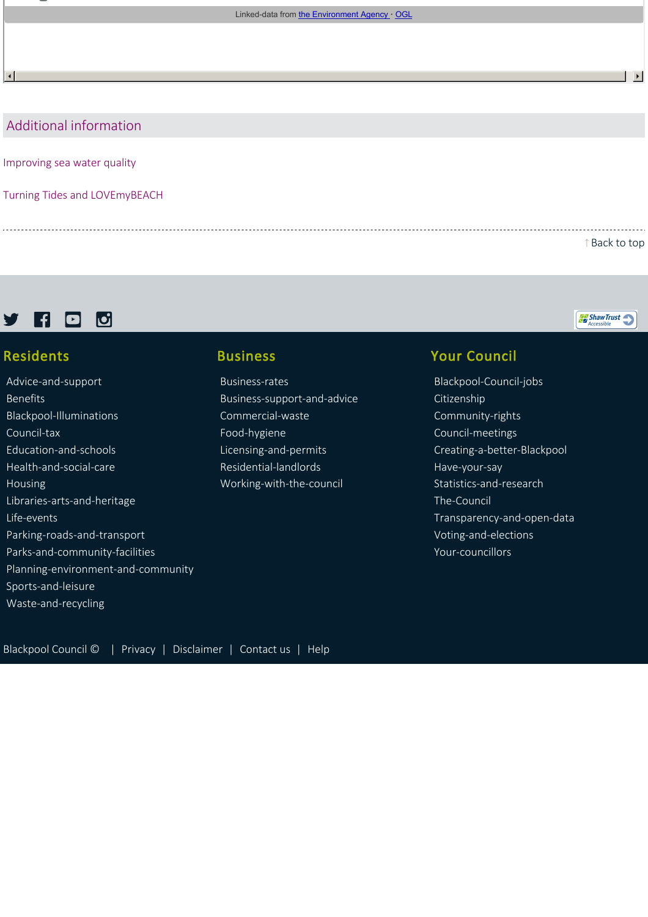Linked-data from the Environment Agency · OGL

## Additional information

Improving sea water quality

Turning Tides and LOVEmyBEACH

↑ Back to top

### Residents

- Advice-and-support
- Benefits
- Blackpool-Illuminations
- Council-tax
- Education-and-schools
- Health-and-social-care
- Housing
- Libraries-arts-and-heritage
- Life-events
- Parking-roads-and-transport
- Parks-and-community-facilities
- Planning-environment-and-community
- Sports-and-leisure
- Waste-and-recycling

### Business

- Business-rates
- Business-support-and-advice
- Commercial-waste
- Food-hygiene
- Licensing-and-permits
- Residential-landlords
- Working-with-the-council

### Your Council

- Blackpool-Council-jobs
- Citizenship
- Community-rights
- Council-meetings
- Creating-a-better-Blackpool
- Have-your-say
- Statistics-and-research
- The-Council
- Transparency-and-open-data
- Voting-and-elections
- Your-councillors

Blackpool Council © | Privacy | Disclaimer | Contact us | Help